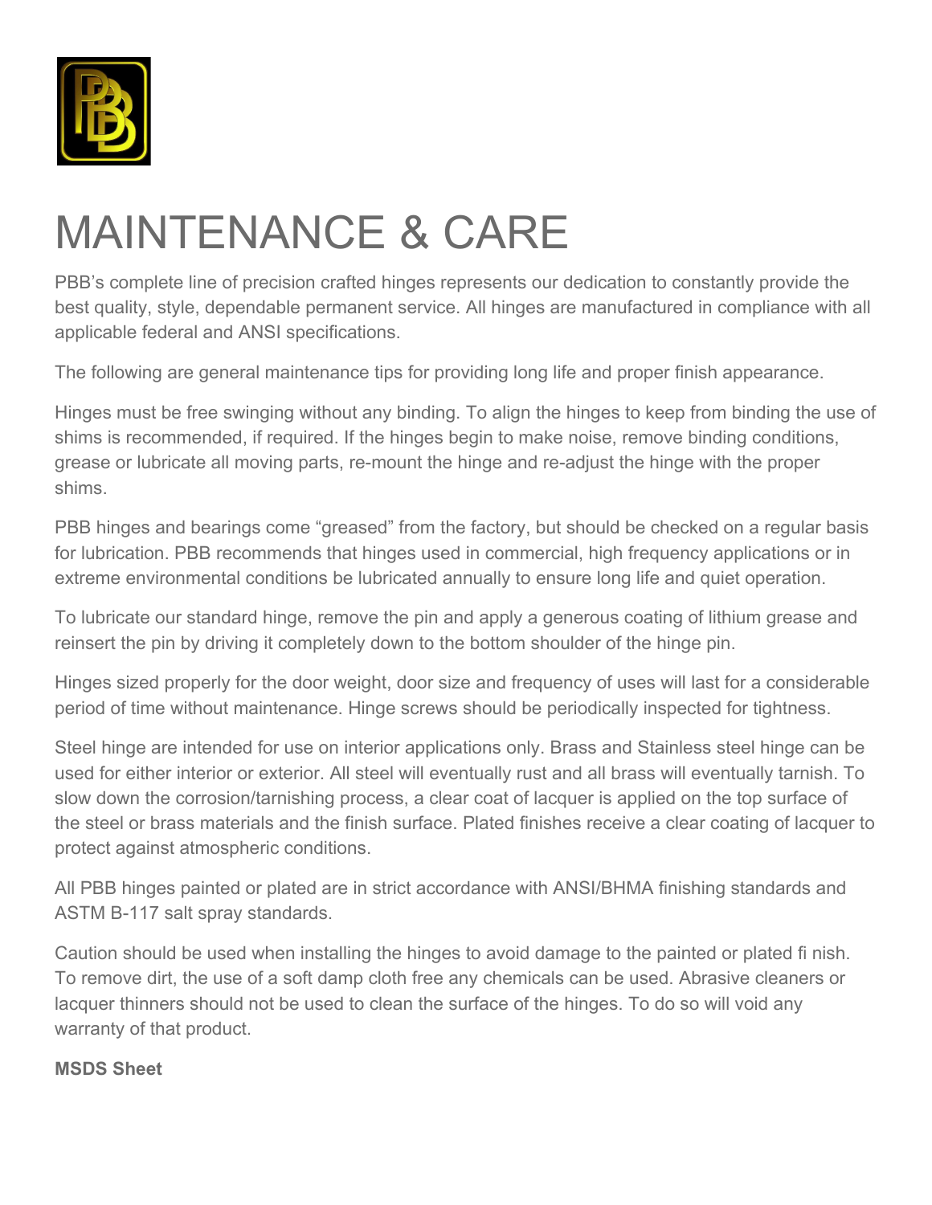# MAINTENANCE & CARE

PBB's complete line of precision crafted hinges represents our dedication to constantly provide the best quality, style, dependable permanent service. All hinges are manufactured in compliance with all applicable federal and ANSI specifications.

The following are general maintenance tips for providing long life and proper finish appearance.

Hinges must be free swinging without any binding. To align the hinges to keep from binding the use of shims is recommended, if required. If the hinges begin to make noise, remove binding conditions, grease or lubricate all moving parts, re-mount the hinge and re-adjust the hinge with the proper shims.

PBB hinges and bearings come "greased" from the factory, but should be checked on a regular basis for lubrication. PBB recommends that hinges used in commercial, high frequency applications or in extreme environmental conditions be lubricated annually to ensure long life and quiet operation.

To lubricate our standard hinge, remove the pin and apply a generous coating of lithium grease and reinsert the pin by driving it completely down to the bottom shoulder of the hinge pin.

Hinges sized properly for the door weight, door size and frequency of uses will last for a considerable period of time without maintenance. Hinge screws should be periodically inspected for tightness.

Steel hinge are intended for use on interior applications only. Brass and Stainless steel hinge can be used for either interior or exterior. All steel will eventually rust and all brass will eventually tarnish. To slow down the corrosion/tarnishing process, a clear coat of lacquer is applied on the top surface of the steel or brass materials and the finish surface. Plated finishes receive a clear coating of lacquer to protect against atmospheric conditions.

All PBB hinges painted or plated are in strict accordance with ANSI/BHMA finishing standards and ASTM B-117 salt spray standards.

Caution should be used when installing the hinges to avoid damage to the painted or plated fi nish. To remove dirt, the use of a soft damp cloth free any chemicals can be used. Abrasive cleaners or lacquer thinners should not be used to clean the surface of the hinges. To do so will void any warranty of that product.

**MSDS Sheet**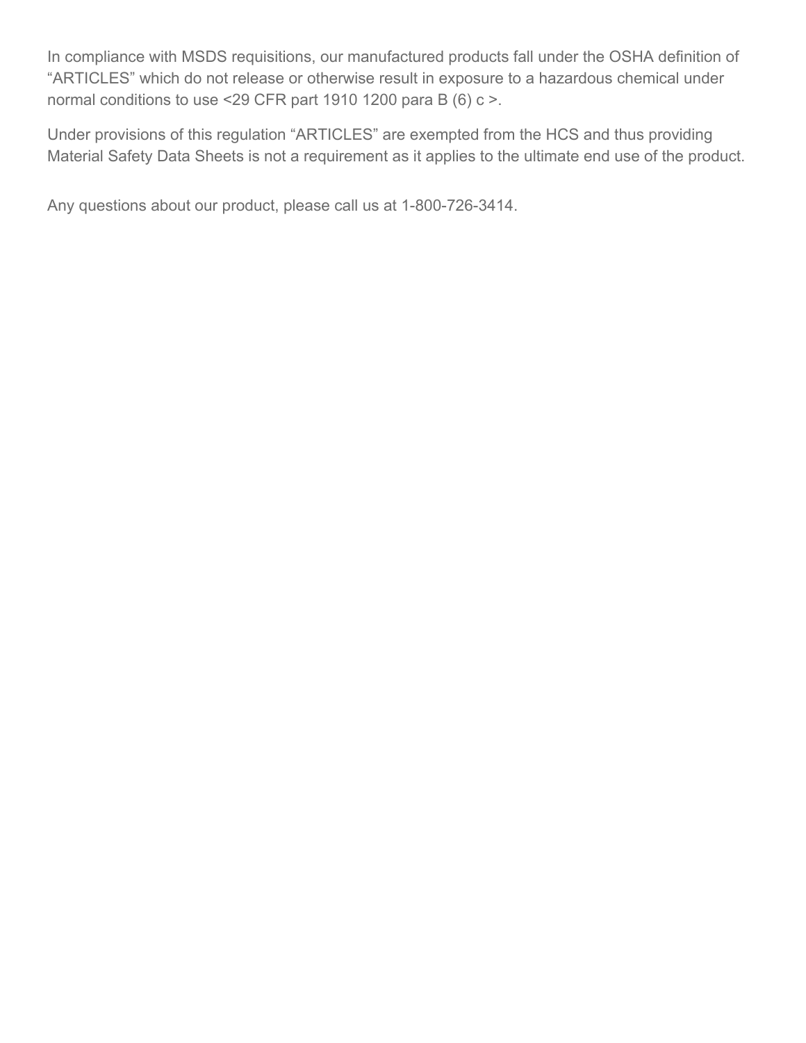In compliance with MSDS requisitions, our manufactured products fall under the OSHA definition of “ARTICLES” which do not release or otherwise result in exposure to a hazardous chemical under normal conditions to use <29 CFR part 1910 1200 para B (6) c >.

Under provisions of this regulation “ARTICLES” are exempted from the HCS and thus providing Material Safety Data Sheets is not a requirement as it applies to the ultimate end use of the product.

Any questions about our product, please call us at 1-800-726-3414.